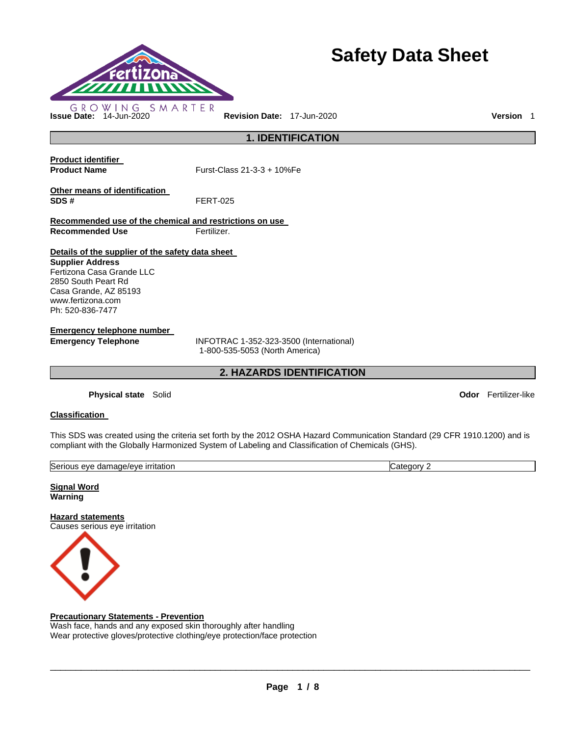# Safety Data Sheet

GROWING SMARTER

**Issue Date:** 14-Jun-2020 **Revision Date:** 17-Jun-2020 **Version** 1

## 1. IDENTIFICATION

**Product identifier**

**Product Name** Furst-Class 21-3-3 + 10%Fe

**Other means of identification**

**SDS #** FERT-025

**Recommended use of the chemical and restrictions on use**

**Recommended Use** Fertilizer.

**Details of the supplier of the safety data sheet**

**Supplier Address**
Fertizona Casa Grande LLC
2850 South Peart Rd
Casa Grande, AZ 85193
www.fertizona.com
Ph: 520-836-7477

**Emergency telephone number**

**Emergency Telephone** INFOTRAC 1-352-323-3500 (International)
1-800-535-5053 (North America)

## 2. HAZARDS IDENTIFICATION

**Physical state** Solid **Odor** Fertilizer-like

**Classification**

This SDS was created using the criteria set forth by the 2012 OSHA Hazard Communication Standard (29 CFR 1910.1200) and is compliant with the Globally Harmonized System of Labeling and Classification of Chemicals (GHS).

| Serious eye damage/eye irritation | Category 2 |
|---|---|

**Signal Word**
**Warning**

**Hazard statements**
Causes serious eye irritation

**Precautionary Statements - Prevention**
Wash face, hands and any exposed skin thoroughly after handling
Wear protective gloves/protective clothing/eye protection/face protection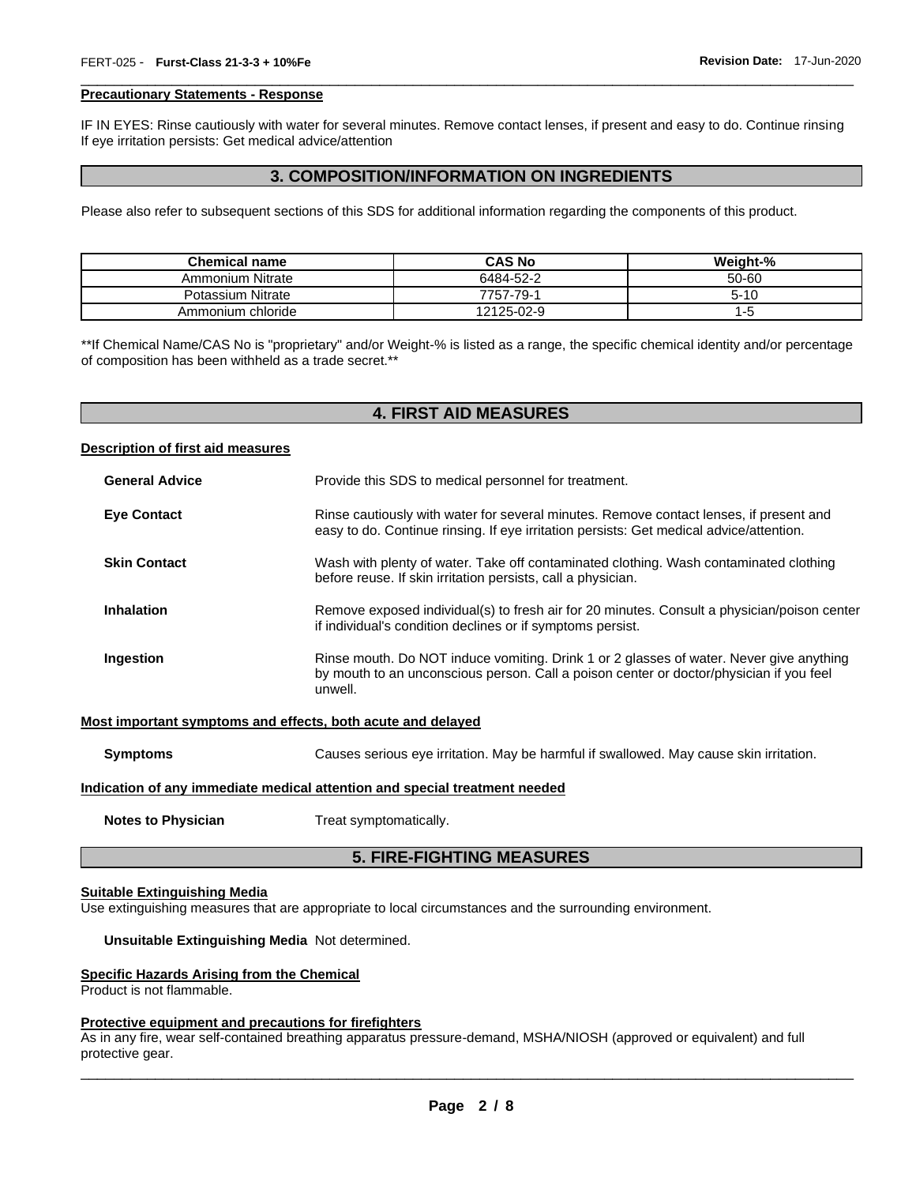#### Precautionary Statements - Response

IF IN EYES: Rinse cautiously with water for several minutes. Remove contact lenses, if present and easy to do. Continue rinsing
If eye irritation persists: Get medical advice/attention

## 3. COMPOSITION/INFORMATION ON INGREDIENTS

Please also refer to subsequent sections of this SDS for additional information regarding the components of this product.

| Chemical name | CAS No | Weight-% |
|---|---|---|
| Ammonium Nitrate | 6484-52-2 | 50-60 |
| Potassium Nitrate | 7757-79-1 | 5-10 |
| Ammonium chloride | 12125-02-9 | 1-5 |

**If Chemical Name/CAS No is "proprietary" and/or Weight-% is listed as a range, the specific chemical identity and/or percentage of composition has been withheld as a trade secret.**

## 4. FIRST AID MEASURES

#### Description of first aid measures

**General Advice** Provide this SDS to medical personnel for treatment.

**Eye Contact** Rinse cautiously with water for several minutes. Remove contact lenses, if present and easy to do. Continue rinsing. If eye irritation persists: Get medical advice/attention.

**Skin Contact** Wash with plenty of water. Take off contaminated clothing. Wash contaminated clothing before reuse. If skin irritation persists, call a physician.

**Inhalation** Remove exposed individual(s) to fresh air for 20 minutes. Consult a physician/poison center if individual's condition declines or if symptoms persist.

**Ingestion** Rinse mouth. Do NOT induce vomiting. Drink 1 or 2 glasses of water. Never give anything by mouth to an unconscious person. Call a poison center or doctor/physician if you feel unwell.

#### Most important symptoms and effects, both acute and delayed

**Symptoms** Causes serious eye irritation. May be harmful if swallowed. May cause skin irritation.

#### Indication of any immediate medical attention and special treatment needed

**Notes to Physician** Treat symptomatically.

## 5. FIRE-FIGHTING MEASURES

#### Suitable Extinguishing Media

Use extinguishing measures that are appropriate to local circumstances and the surrounding environment.

**Unsuitable Extinguishing Media** Not determined.

#### Specific Hazards Arising from the Chemical

Product is not flammable.

#### Protective equipment and precautions for firefighters

As in any fire, wear self-contained breathing apparatus pressure-demand, MSHA/NIOSH (approved or equivalent) and full protective gear.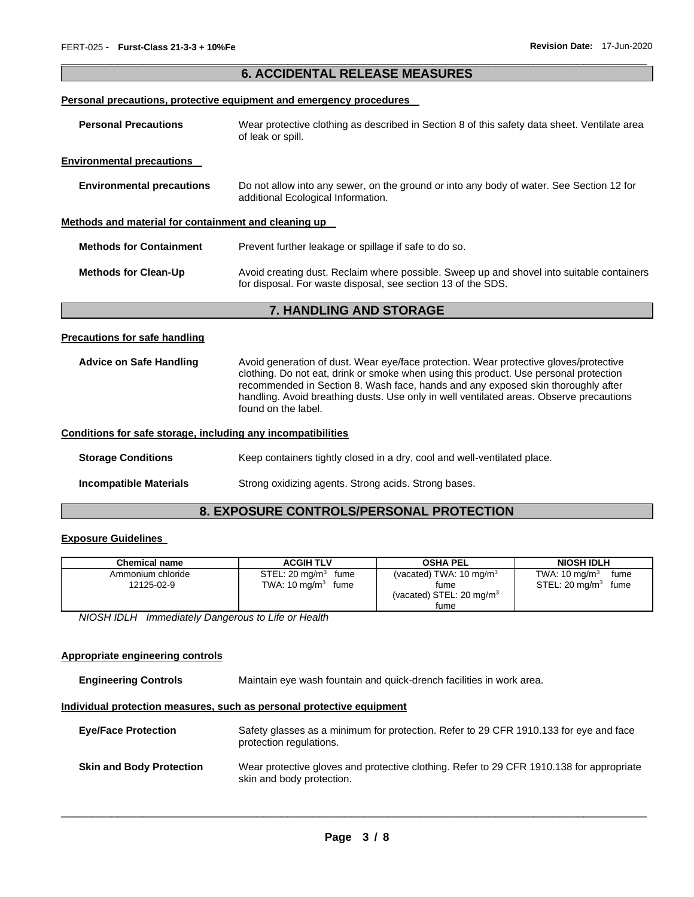## 6. ACCIDENTAL RELEASE MEASURES

**Personal precautions, protective equipment and emergency procedures**

**Personal Precautions** Wear protective clothing as described in Section 8 of this safety data sheet. Ventilate area of leak or spill.

**Environmental precautions**

**Environmental precautions** Do not allow into any sewer, on the ground or into any body of water. See Section 12 for additional Ecological Information.

**Methods and material for containment and cleaning up**

**Methods for Containment** Prevent further leakage or spillage if safe to do so.

**Methods for Clean-Up** Avoid creating dust. Reclaim where possible. Sweep up and shovel into suitable containers for disposal. For waste disposal, see section 13 of the SDS.

## 7. HANDLING AND STORAGE

**Precautions for safe handling**

**Advice on Safe Handling** Avoid generation of dust. Wear eye/face protection. Wear protective gloves/protective clothing. Do not eat, drink or smoke when using this product. Use personal protection recommended in Section 8. Wash face, hands and any exposed skin thoroughly after handling. Avoid breathing dusts. Use only in well ventilated areas. Observe precautions found on the label.

**Conditions for safe storage, including any incompatibilities**

**Storage Conditions** Keep containers tightly closed in a dry, cool and well-ventilated place.

**Incompatible Materials** Strong oxidizing agents. Strong acids. Strong bases.

## 8. EXPOSURE CONTROLS/PERSONAL PROTECTION

**Exposure Guidelines**

| Chemical name | ACGIH TLV | OSHA PEL | NIOSH IDLH |
|---|---|---|---|
| Ammonium chloride 12125-02-9 | STEL: 20 mg/m$^3$ fume TWA: 10 mg/m$^3$ fume | (vacated) TWA: 10 mg/m$^3$ fume (vacated) STEL: 20 mg/m$^3$ fume | TWA: 10 mg/m$^3$ fume STEL: 20 mg/m$^3$ fume |

*NIOSH IDLH Immediately Dangerous to Life or Health*

**Appropriate engineering controls**

**Engineering Controls** Maintain eye wash fountain and quick-drench facilities in work area.

**Individual protection measures, such as personal protective equipment**

**Eye/Face Protection** Safety glasses as a minimum for protection. Refer to 29 CFR 1910.133 for eye and face protection regulations.

**Skin and Body Protection** Wear protective gloves and protective clothing. Refer to 29 CFR 1910.138 for appropriate skin and body protection.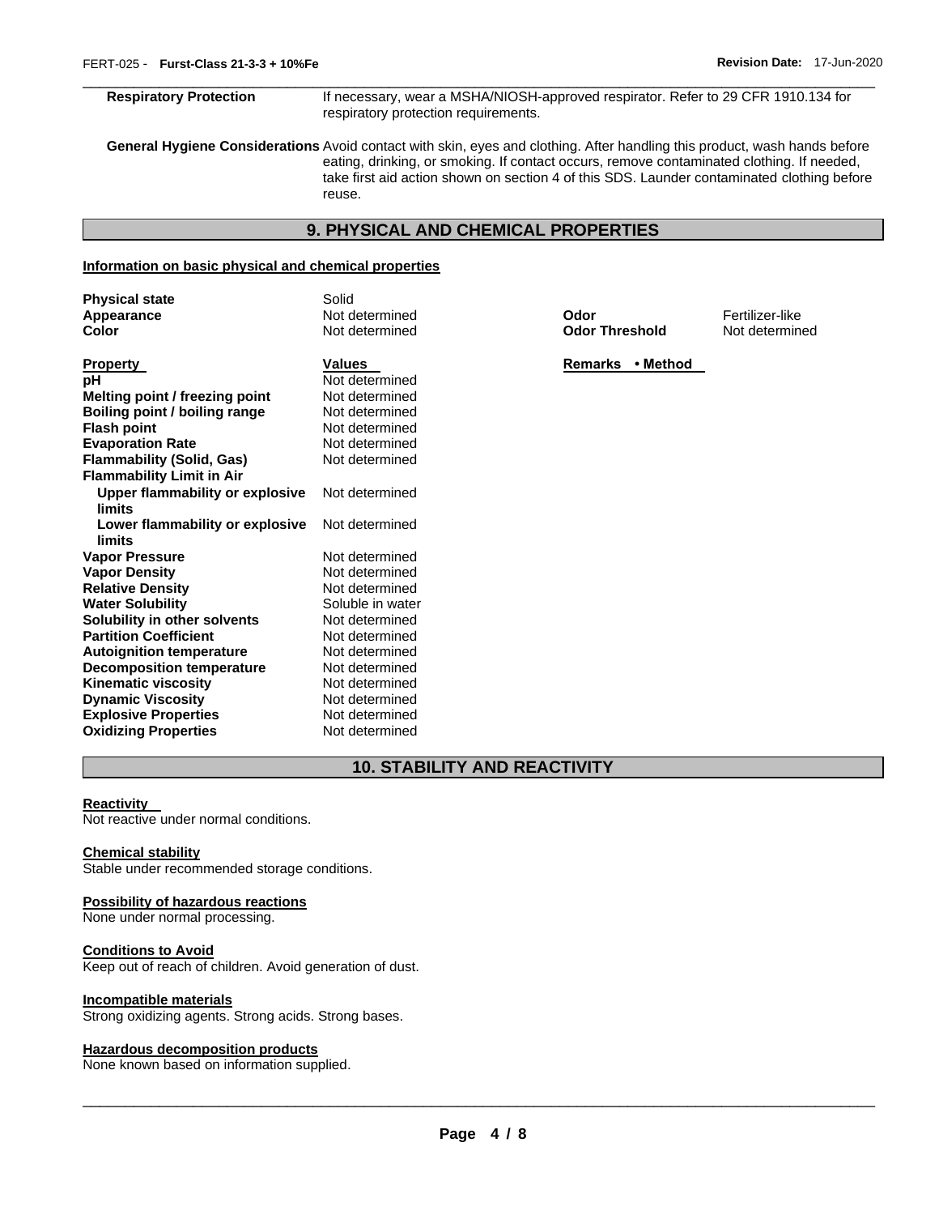**Respiratory Protection** If necessary, wear a MSHA/NIOSH-approved respirator. Refer to 29 CFR 1910.134 for respiratory protection requirements.

**General Hygiene Considerations** Avoid contact with skin, eyes and clothing. After handling this product, wash hands before eating, drinking, or smoking. If contact occurs, remove contaminated clothing. If needed, take first aid action shown on section 4 of this SDS. Launder contaminated clothing before reuse.

## 9. PHYSICAL AND CHEMICAL PROPERTIES

### Information on basic physical and chemical properties

| | | | |
|---|---|---|---|
| **Physical state** | Solid | | |
| **Appearance** | Not determined | **Odor** | Fertilizer-like |
| **Color** | Not determined | **Odor Threshold** | Not determined |

| **Property** | **Values** | **Remarks • Method** |
|---|---|---|
| **pH** | Not determined | |
| **Melting point / freezing point** | Not determined | |
| **Boiling point / boiling range** | Not determined | |
| **Flash point** | Not determined | |
| **Evaporation Rate** | Not determined | |
| **Flammability (Solid, Gas)** | Not determined | |
| **Flammability Limit in Air** | | |
| **Upper flammability or explosive limits** | Not determined | |
| **Lower flammability or explosive limits** | Not determined | |
| **Vapor Pressure** | Not determined | |
| **Vapor Density** | Not determined | |
| **Relative Density** | Not determined | |
| **Water Solubility** | Soluble in water | |
| **Solubility in other solvents** | Not determined | |
| **Partition Coefficient** | Not determined | |
| **Autoignition temperature** | Not determined | |
| **Decomposition temperature** | Not determined | |
| **Kinematic viscosity** | Not determined | |
| **Dynamic Viscosity** | Not determined | |
| **Explosive Properties** | Not determined | |
| **Oxidizing Properties** | Not determined | |

## 10. STABILITY AND REACTIVITY

**Reactivity**

Not reactive under normal conditions.

**Chemical stability**

Stable under recommended storage conditions.

**Possibility of hazardous reactions**

None under normal processing.

**Conditions to Avoid**

Keep out of reach of children. Avoid generation of dust.

**Incompatible materials**

Strong oxidizing agents. Strong acids. Strong bases.

**Hazardous decomposition products**

None known based on information supplied.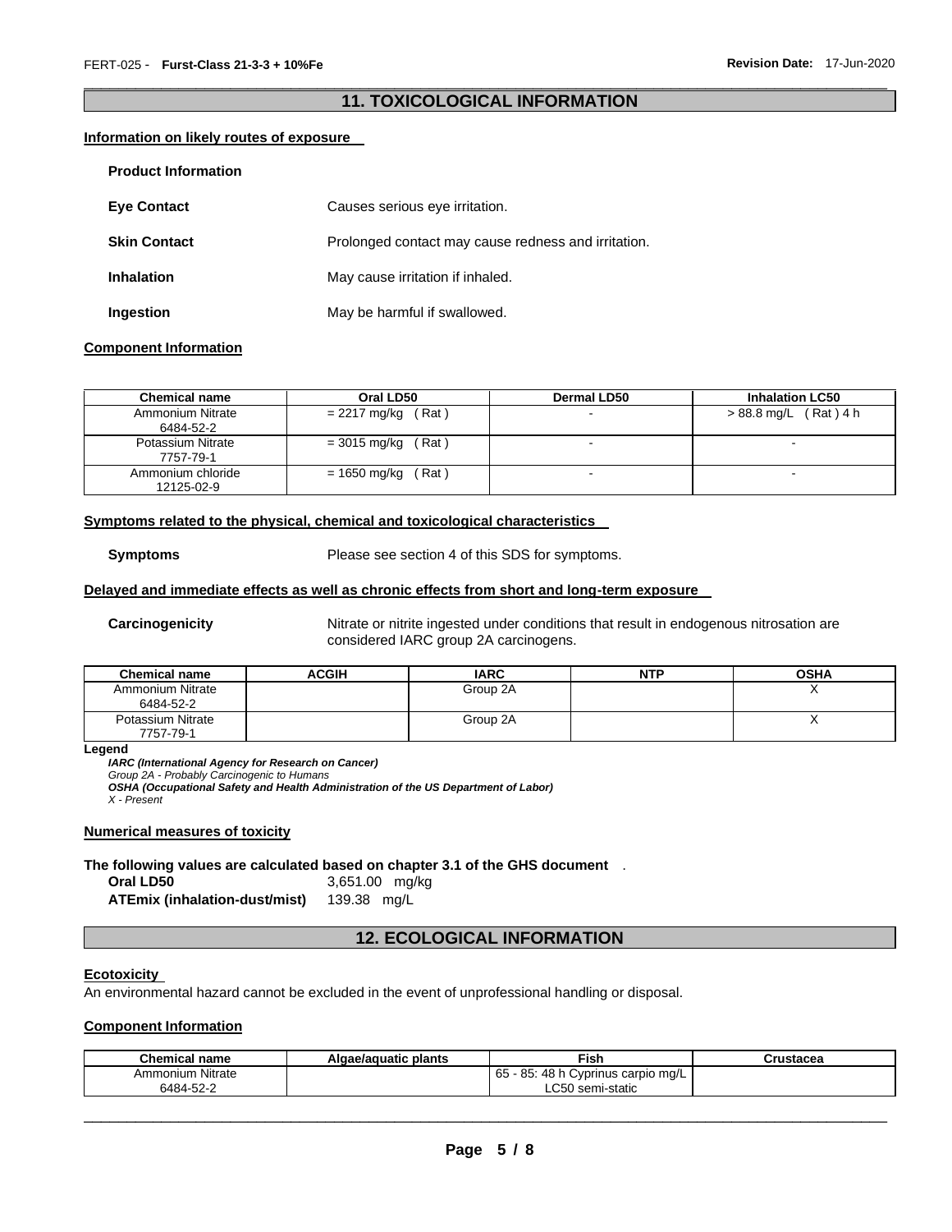## 11. TOXICOLOGICAL INFORMATION

**Information on likely routes of exposure**

**Product Information**

**Eye Contact** Causes serious eye irritation.

**Skin Contact** Prolonged contact may cause redness and irritation.

**Inhalation** May cause irritation if inhaled.

**Ingestion** May be harmful if swallowed.

**Component Information**

| Chemical name | Oral LD50 | Dermal LD50 | Inhalation LC50 |
|---|---|---|---|
| Ammonium Nitrate 6484-52-2 | = 2217 mg/kg ( Rat ) | - | > 88.8 mg/L ( Rat ) 4 h |
| Potassium Nitrate 7757-79-1 | = 3015 mg/kg ( Rat ) | - | - |
| Ammonium chloride 12125-02-9 | = 1650 mg/kg ( Rat ) | - | - |

**Symptoms related to the physical, chemical and toxicological characteristics**

**Symptoms** Please see section 4 of this SDS for symptoms.

**Delayed and immediate effects as well as chronic effects from short and long-term exposure**

**Carcinogenicity** Nitrate or nitrite ingested under conditions that result in endogenous nitrosation are considered IARC group 2A carcinogens.

| Chemical name | ACGIH | IARC | NTP | OSHA |
|---|---|---|---|---|
| Ammonium Nitrate 6484-52-2 | | Group 2A | | X |
| Potassium Nitrate 7757-79-1 | | Group 2A | | X |

**Legend**

***IARC (International Agency for Research on Cancer)***
*Group 2A - Probably Carcinogenic to Humans*
***OSHA (Occupational Safety and Health Administration of the US Department of Labor)***
*X - Present*

**Numerical measures of toxicity**

**The following values are calculated based on chapter 3.1 of the GHS document** .

**Oral LD50** 3,651.00 mg/kg
**ATEmix (inhalation-dust/mist)** 139.38 mg/L

## 12. ECOLOGICAL INFORMATION

**Ecotoxicity**

An environmental hazard cannot be excluded in the event of unprofessional handling or disposal.

**Component Information**

| Chemical name | Algae/aquatic plants | Fish | Crustacea |
|---|---|---|---|
| Ammonium Nitrate 6484-52-2 | | 65 - 85: 48 h Cyprinus carpio mg/L LC50 semi-static | |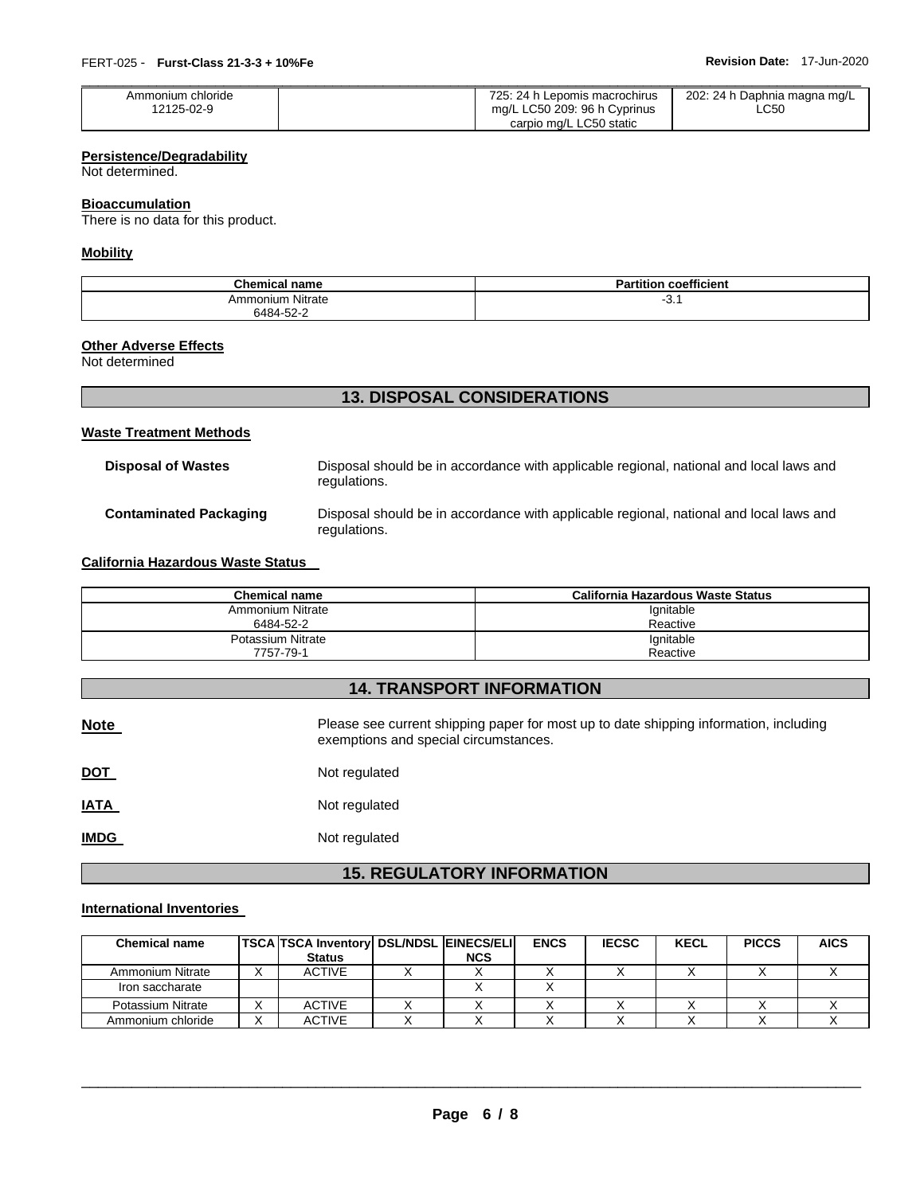| Ammonium chloride 12125-02-9 | | 725: 24 h Lepomis macrochirus mg/L LC50 209: 96 h Cyprinus carpio mg/L LC50 static | 202: 24 h Daphnia magna mg/L LC50 |
|---|---|---|---|

**Persistence/Degradability**
Not determined.

**Bioaccumulation**
There is no data for this product.

**Mobility**

| Chemical name | Partition coefficient |
|---|---|
| Ammonium Nitrate 6484-52-2 | -3.1 |

**Other Adverse Effects**
Not determined

## 13. DISPOSAL CONSIDERATIONS

**Waste Treatment Methods**

**Disposal of Wastes** Disposal should be in accordance with applicable regional, national and local laws and regulations.

**Contaminated Packaging** Disposal should be in accordance with applicable regional, national and local laws and regulations.

**California Hazardous Waste Status**

| Chemical name | California Hazardous Waste Status |
|---|---|
| Ammonium Nitrate 6484-52-2 | Ignitable Reactive |
| Potassium Nitrate 7757-79-1 | Ignitable Reactive |

## 14. TRANSPORT INFORMATION

**Note** Please see current shipping paper for most up to date shipping information, including exemptions and special circumstances.

**DOT** Not regulated

**IATA** Not regulated

**IMDG** Not regulated

## 15. REGULATORY INFORMATION

**International Inventories**

| Chemical name | TSCA | TSCA Inventory Status | DSL/NDSL | EINECS/ELINCS | ENCS | IECSC | KECL | PICCS | AICS |
|---|---|---|---|---|---|---|---|---|---|
| Ammonium Nitrate | X | ACTIVE | X | X | X | X | X | X | X |
| Iron saccharate | | | | X | X | | | | |
| Potassium Nitrate | X | ACTIVE | X | X | X | X | X | X | X |
| Ammonium chloride | X | ACTIVE | X | X | X | X | X | X | X |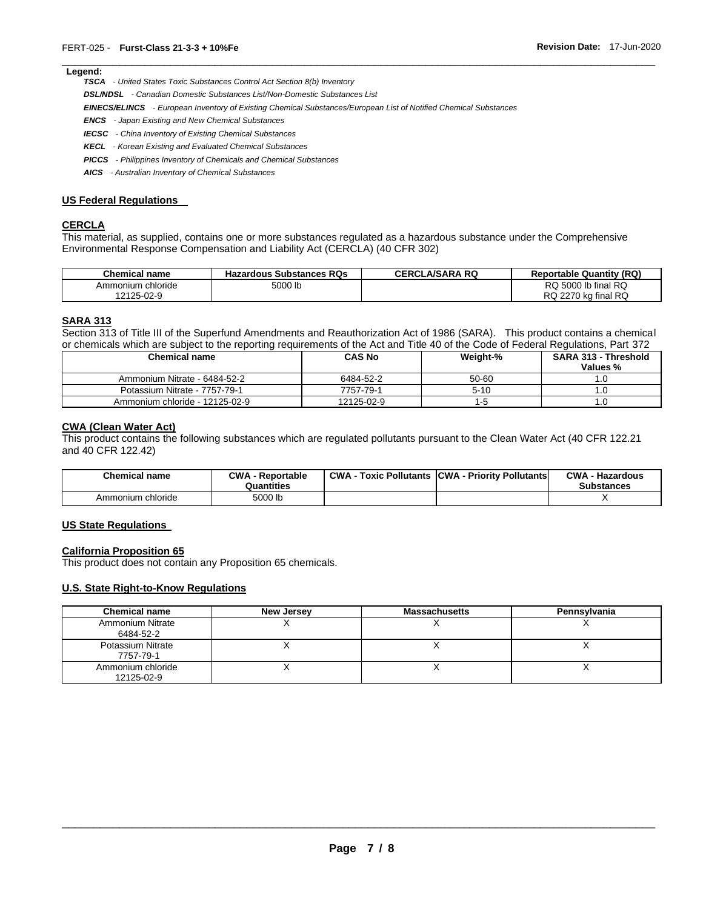**Legend:**

***TSCA*** *- United States Toxic Substances Control Act Section 8(b) Inventory*

***DSL/NDSL*** *- Canadian Domestic Substances List/Non-Domestic Substances List*

***EINECS/ELINCS*** *- European Inventory of Existing Chemical Substances/European List of Notified Chemical Substances*

***ENCS*** *- Japan Existing and New Chemical Substances*

***IECSC*** *- China Inventory of Existing Chemical Substances*

***KECL*** *- Korean Existing and Evaluated Chemical Substances*

***PICCS*** *- Philippines Inventory of Chemicals and Chemical Substances*

***AICS*** *- Australian Inventory of Chemical Substances*

## US Federal Regulations

### CERCLA

This material, as supplied, contains one or more substances regulated as a hazardous substance under the Comprehensive Environmental Response Compensation and Liability Act (CERCLA) (40 CFR 302)

| Chemical name | Hazardous Substances RQs | CERCLA/SARA RQ | Reportable Quantity (RQ) |
|---|---|---|---|
| Ammonium chloride 12125-02-9 | 5000 lb | | RQ 5000 lb final RQ RQ 2270 kg final RQ |

### SARA 313

Section 313 of Title III of the Superfund Amendments and Reauthorization Act of 1986 (SARA). This product contains a chemical or chemicals which are subject to the reporting requirements of the Act and Title 40 of the Code of Federal Regulations, Part 372

| Chemical name | CAS No | Weight-% | SARA 313 - Threshold Values % |
|---|---|---|---|
| Ammonium Nitrate - 6484-52-2 | 6484-52-2 | 50-60 | 1.0 |
| Potassium Nitrate - 7757-79-1 | 7757-79-1 | 5-10 | 1.0 |
| Ammonium chloride - 12125-02-9 | 12125-02-9 | 1-5 | 1.0 |

### CWA (Clean Water Act)

This product contains the following substances which are regulated pollutants pursuant to the Clean Water Act (40 CFR 122.21 and 40 CFR 122.42)

| Chemical name | CWA - Reportable Quantities | CWA - Toxic Pollutants | CWA - Priority Pollutants | CWA - Hazardous Substances |
|---|---|---|---|---|
| Ammonium chloride | 5000 lb | | | X |

## US State Regulations

### California Proposition 65

This product does not contain any Proposition 65 chemicals.

### U.S. State Right-to-Know Regulations

| Chemical name | New Jersey | Massachusetts | Pennsylvania |
|---|---|---|---|
| Ammonium Nitrate 6484-52-2 | X | X | X |
| Potassium Nitrate 7757-79-1 | X | X | X |
| Ammonium chloride 12125-02-9 | X | X | X |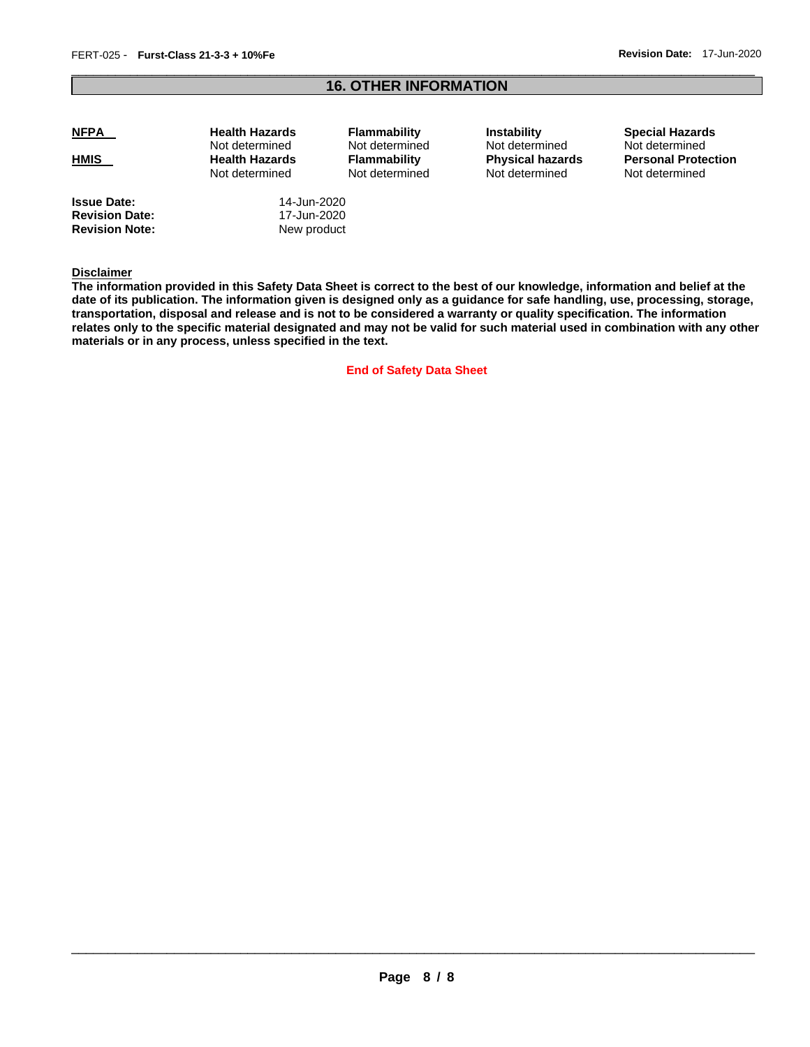## 16. OTHER INFORMATION

| | | | | |
|---|---|---|---|---|
| **NFPA** | **Health Hazards** | **Flammability** | **Instability** | **Special Hazards** |
| | Not determined | Not determined | Not determined | Not determined |
| **HMIS** | **Health Hazards** | **Flammability** | **Physical hazards** | **Personal Protection** |
| | Not determined | Not determined | Not determined | Not determined |

**Issue Date:** 14-Jun-2020
**Revision Date:** 17-Jun-2020
**Revision Note:** New product

**Disclaimer**

**The information provided in this Safety Data Sheet is correct to the best of our knowledge, information and belief at the date of its publication. The information given is designed only as a guidance for safe handling, use, processing, storage, transportation, disposal and release and is not to be considered a warranty or quality specification. The information relates only to the specific material designated and may not be valid for such material used in combination with any other materials or in any process, unless specified in the text.**

**End of Safety Data Sheet**